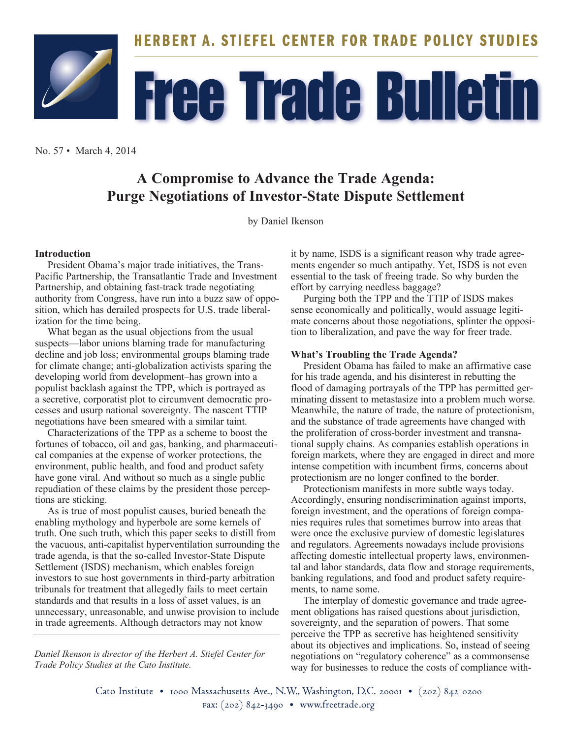HERBERT A. STIEFEL CENTER FOR TRADE POLICY STUDIES

# Free Trade Bulletin

No. 57 • March 4, 2014

## A Compromise to Advance the Trade Agenda: Purge Negotiations of Investor-State Dispute Settlement

by Daniel Ikenson

### Introduction

President Obama's major trade initiatives, the Trans-Pacific Partnership, the Transatlantic Trade and Investment Partnership, and obtaining fast-track trade negotiating authority from Congress, have run into a buzz saw of opposition, which has derailed prospects for U.S. trade liberalization for the time being.

What began as the usual objections from the usual suspects—labor unions blaming trade for manufacturing decline and job loss; environmental groups blaming trade for climate change; anti-globalization activists sparing the developing world from development–has grown into a populist backlash against the TPP, which is portrayed as a secretive, corporatist plot to circumvent democratic processes and usurp national sovereignty. The nascent TTIP negotiations have been smeared with a similar taint.

Characterizations of the TPP as a scheme to boost the fortunes of tobacco, oil and gas, banking, and pharmaceutical companies at the expense of worker protections, the environment, public health, and food and product safety have gone viral. And without so much as a single public repudiation of these claims by the president those perceptions are sticking.

As is true of most populist causes, buried beneath the enabling mythology and hyperbole are some kernels of truth. One such truth, which this paper seeks to distill from the vacuous, anti-capitalist hyperventilation surrounding the trade agenda, is that the so-called Investor-State Dispute Settlement (ISDS) mechanism, which enables foreign investors to sue host governments in third-party arbitration tribunals for treatment that allegedly fails to meet certain standards and that results in a loss of asset values, is an unnecessary, unreasonable, and unwise provision to include in trade agreements. Although detractors may not know it by name, ISDS is a significant reason why trade agreements engender so much antipathy. Yet, ISDS is not even essential to the task of freeing trade. So why burden the effort by carrying needless baggage?

Purging both the TPP and the TTIP of ISDS makes sense economically and politically, would assuage legitimate concerns about those negotiations, splinter the opposition to liberalization, and pave the way for freer trade.

### What's Troubling the Trade Agenda?

President Obama has failed to make an affirmative case for his trade agenda, and his disinterest in rebutting the flood of damaging portrayals of the TPP has permitted germinating dissent to metastasize into a problem much worse. Meanwhile, the nature of trade, the nature of protectionism, and the substance of trade agreements have changed with the proliferation of cross-border investment and transnational supply chains. As companies establish operations in foreign markets, where they are engaged in direct and more intense competition with incumbent firms, concerns about protectionism are no longer confined to the border.

Protectionism manifests in more subtle ways today. Accordingly, ensuring nondiscrimination against imports, foreign investment, and the operations of foreign companies requires rules that sometimes burrow into areas that were once the exclusive purview of domestic legislatures and regulators. Agreements nowadays include provisions affecting domestic intellectual property laws, environmental and labor standards, data flow and storage requirements, banking regulations, and food and product safety requirements, to name some.

The interplay of domestic governance and trade agreement obligations has raised questions about jurisdiction, sovereignty, and the separation of powers. That some perceive the TPP as secretive has heightened sensitivity about its objectives and implications. So, instead of seeing negotiations on "regulatory coherence" as a commonsense way for businesses to reduce the costs of compliance with-

*Daniel Ikenson is director of the Herbert A. Stiefel Center for Trade Policy Studies at the Cato Institute.*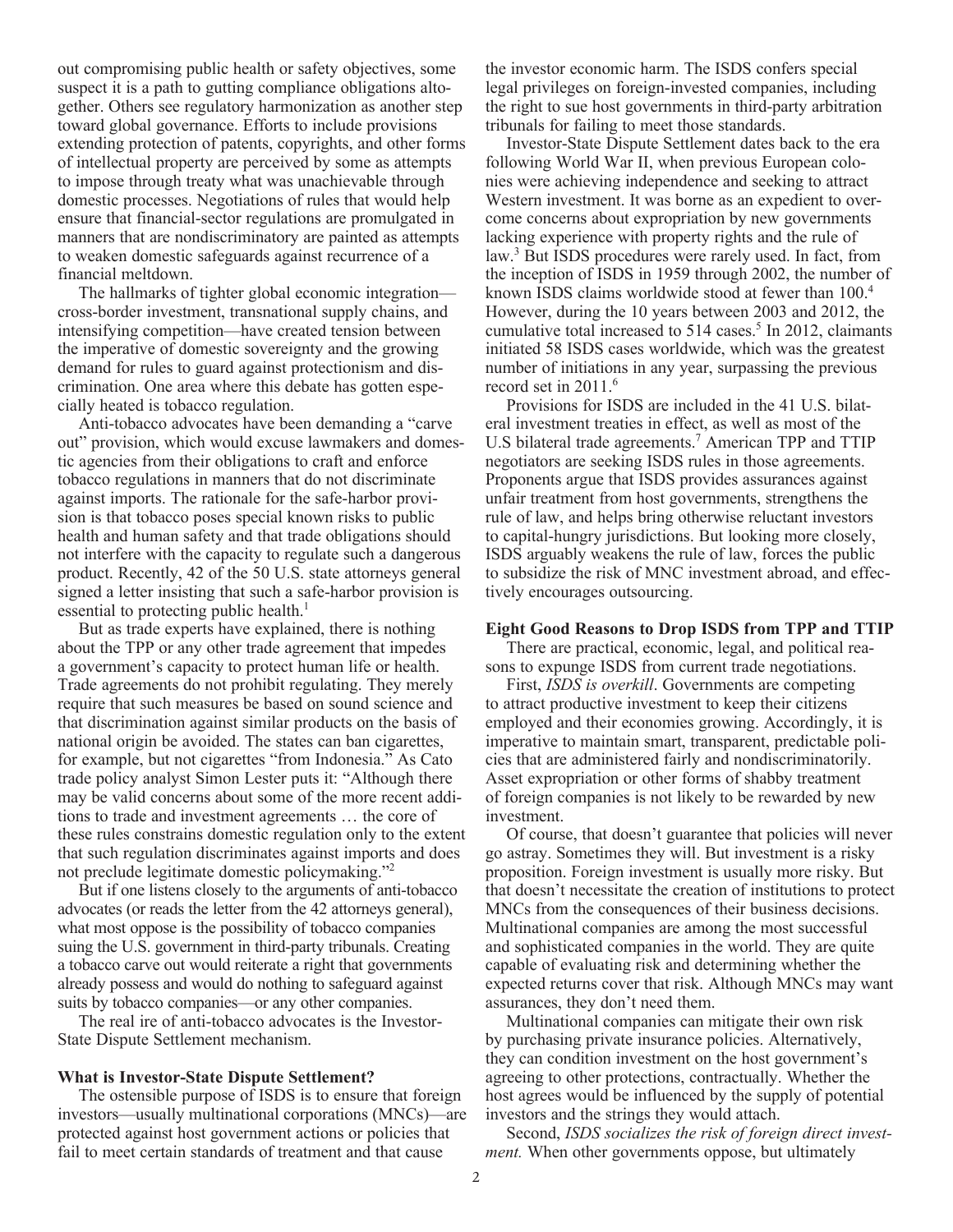out compromising public health or safety objectives, some suspect it is a path to gutting compliance obligations altogether. Others see regulatory harmonization as another step toward global governance. Efforts to include provisions extending protection of patents, copyrights, and other forms of intellectual property are perceived by some as attempts to impose through treaty what was unachievable through domestic processes. Negotiations of rules that would help ensure that financial-sector regulations are promulgated in manners that are nondiscriminatory are painted as attempts to weaken domestic safeguards against recurrence of a financial meltdown.

The hallmarks of tighter global economic integration—cross-border investment, transnational supply chains, and intensifying competition—have created tension between the imperative of domestic sovereignty and the growing demand for rules to guard against protectionism and discrimination. One area where this debate has gotten especially heated is tobacco regulation.

Anti-tobacco advocates have been demanding a "carve out" provision, which would excuse lawmakers and domestic agencies from their obligations to craft and enforce tobacco regulations in manners that do not discriminate against imports. The rationale for the safe-harbor provision is that tobacco poses special known risks to public health and human safety and that trade obligations should not interfere with the capacity to regulate such a dangerous product. Recently, 42 of the 50 U.S. state attorneys general signed a letter insisting that such a safe-harbor provision is essential to protecting public health.[1]

But as trade experts have explained, there is nothing about the TPP or any other trade agreement that impedes a government's capacity to protect human life or health. Trade agreements do not prohibit regulating. They merely require that such measures be based on sound science and that discrimination against similar products on the basis of national origin be avoided. The states can ban cigarettes, for example, but not cigarettes "from Indonesia." As Cato trade policy analyst Simon Lester puts it: "Although there may be valid concerns about some of the more recent additions to trade and investment agreements … the core of these rules constrains domestic regulation only to the extent that such regulation discriminates against imports and does not preclude legitimate domestic policymaking."[2]

But if one listens closely to the arguments of anti-tobacco advocates (or reads the letter from the 42 attorneys general), what most oppose is the possibility of tobacco companies suing the U.S. government in third-party tribunals. Creating a tobacco carve out would reiterate a right that governments already possess and would do nothing to safeguard against suits by tobacco companies—or any other companies.

The real ire of anti-tobacco advocates is the Investor-State Dispute Settlement mechanism.

## What is Investor-State Dispute Settlement?

The ostensible purpose of ISDS is to ensure that foreign investors—usually multinational corporations (MNCs)—are protected against host government actions or policies that fail to meet certain standards of treatment and that cause the investor economic harm. The ISDS confers special legal privileges on foreign-invested companies, including the right to sue host governments in third-party arbitration tribunals for failing to meet those standards.

Investor-State Dispute Settlement dates back to the era following World War II, when previous European colonies were achieving independence and seeking to attract Western investment. It was borne as an expedient to overcome concerns about expropriation by new governments lacking experience with property rights and the rule of law.[3] But ISDS procedures were rarely used. In fact, from the inception of ISDS in 1959 through 2002, the number of known ISDS claims worldwide stood at fewer than 100.[4] However, during the 10 years between 2003 and 2012, the cumulative total increased to 514 cases.[5] In 2012, claimants initiated 58 ISDS cases worldwide, which was the greatest number of initiations in any year, surpassing the previous record set in 2011.[6]

Provisions for ISDS are included in the 41 U.S. bilateral investment treaties in effect, as well as most of the U.S bilateral trade agreements.[7] American TPP and TTIP negotiators are seeking ISDS rules in those agreements. Proponents argue that ISDS provides assurances against unfair treatment from host governments, strengthens the rule of law, and helps bring otherwise reluctant investors to capital-hungry jurisdictions. But looking more closely, ISDS arguably weakens the rule of law, forces the public to subsidize the risk of MNC investment abroad, and effectively encourages outsourcing.

## Eight Good Reasons to Drop ISDS from TPP and TTIP

There are practical, economic, legal, and political reasons to expunge ISDS from current trade negotiations.

First, *ISDS is overkill*. Governments are competing to attract productive investment to keep their citizens employed and their economies growing. Accordingly, it is imperative to maintain smart, transparent, predictable policies that are administered fairly and nondiscriminatorily. Asset expropriation or other forms of shabby treatment of foreign companies is not likely to be rewarded by new investment.

Of course, that doesn't guarantee that policies will never go astray. Sometimes they will. But investment is a risky proposition. Foreign investment is usually more risky. But that doesn't necessitate the creation of institutions to protect MNCs from the consequences of their business decisions. Multinational companies are among the most successful and sophisticated companies in the world. They are quite capable of evaluating risk and determining whether the expected returns cover that risk. Although MNCs may want assurances, they don't need them.

Multinational companies can mitigate their own risk by purchasing private insurance policies. Alternatively, they can condition investment on the host government's agreeing to other protections, contractually. Whether the host agrees would be influenced by the supply of potential investors and the strings they would attach.

Second, *ISDS socializes the risk of foreign direct investment.* When other governments oppose, but ultimately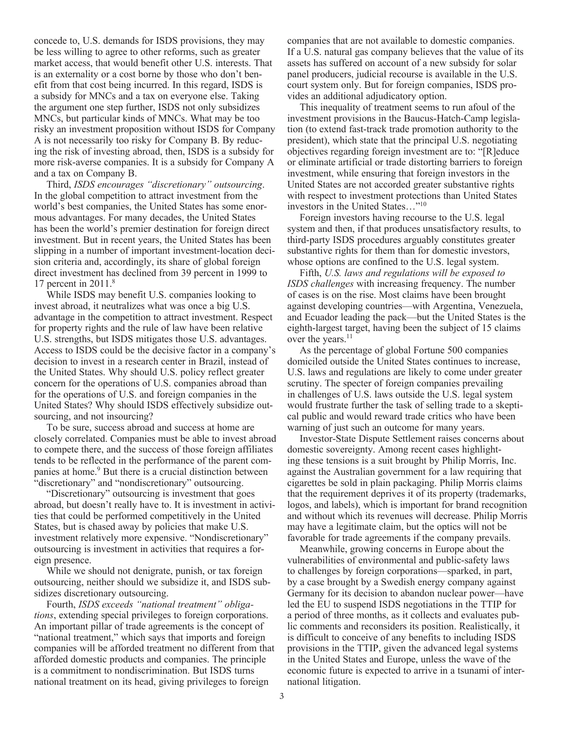concede to, U.S. demands for ISDS provisions, they may be less willing to agree to other reforms, such as greater market access, that would benefit other U.S. interests. That is an externality or a cost borne by those who don't benefit from that cost being incurred. In this regard, ISDS is a subsidy for MNCs and a tax on everyone else. Taking the argument one step further, ISDS not only subsidizes MNCs, but particular kinds of MNCs. What may be too risky an investment proposition without ISDS for Company A is not necessarily too risky for Company B. By reducing the risk of investing abroad, then, ISDS is a subsidy for more risk-averse companies. It is a subsidy for Company A and a tax on Company B.

Third, *ISDS encourages "discretionary" outsourcing*. In the global competition to attract investment from the world's best companies, the United States has some enormous advantages. For many decades, the United States has been the world's premier destination for foreign direct investment. But in recent years, the United States has been slipping in a number of important investment-location decision criteria and, accordingly, its share of global foreign direct investment has declined from 39 percent in 1999 to 17 percent in 2011.[8]

While ISDS may benefit U.S. companies looking to invest abroad, it neutralizes what was once a big U.S. advantage in the competition to attract investment. Respect for property rights and the rule of law have been relative U.S. strengths, but ISDS mitigates those U.S. advantages. Access to ISDS could be the decisive factor in a company's decision to invest in a research center in Brazil, instead of the United States. Why should U.S. policy reflect greater concern for the operations of U.S. companies abroad than for the operations of U.S. and foreign companies in the United States? Why should ISDS effectively subsidize outsourcing, and not insourcing?

To be sure, success abroad and success at home are closely correlated. Companies must be able to invest abroad to compete there, and the success of those foreign affiliates tends to be reflected in the performance of the parent companies at home.[9] But there is a crucial distinction between "discretionary" and "nondiscretionary" outsourcing.

"Discretionary" outsourcing is investment that goes abroad, but doesn't really have to. It is investment in activities that could be performed competitively in the United States, but is chased away by policies that make U.S. investment relatively more expensive. "Nondiscretionary" outsourcing is investment in activities that requires a foreign presence.

While we should not denigrate, punish, or tax foreign outsourcing, neither should we subsidize it, and ISDS subsidizes discretionary outsourcing.

Fourth, *ISDS exceeds "national treatment" obligations*, extending special privileges to foreign corporations. An important pillar of trade agreements is the concept of "national treatment," which says that imports and foreign companies will be afforded treatment no different from that afforded domestic products and companies. The principle is a commitment to nondiscrimination. But ISDS turns national treatment on its head, giving privileges to foreign companies that are not available to domestic companies. If a U.S. natural gas company believes that the value of its assets has suffered on account of a new subsidy for solar panel producers, judicial recourse is available in the U.S. court system only. But for foreign companies, ISDS provides an additional adjudicatory option.

This inequality of treatment seems to run afoul of the investment provisions in the Baucus-Hatch-Camp legislation (to extend fast-track trade promotion authority to the president), which state that the principal U.S. negotiating objectives regarding foreign investment are to: "[R]educe or eliminate artificial or trade distorting barriers to foreign investment, while ensuring that foreign investors in the United States are not accorded greater substantive rights with respect to investment protections than United States investors in the United States…"[10]

Foreign investors having recourse to the U.S. legal system and then, if that produces unsatisfactory results, to third-party ISDS procedures arguably constitutes greater substantive rights for them than for domestic investors, whose options are confined to the U.S. legal system.

Fifth, *U.S. laws and regulations will be exposed to ISDS challenges* with increasing frequency. The number of cases is on the rise. Most claims have been brought against developing countries—with Argentina, Venezuela, and Ecuador leading the pack—but the United States is the eighth-largest target, having been the subject of 15 claims over the years.[11]

As the percentage of global Fortune 500 companies domiciled outside the United States continues to increase, U.S. laws and regulations are likely to come under greater scrutiny. The specter of foreign companies prevailing in challenges of U.S. laws outside the U.S. legal system would frustrate further the task of selling trade to a skeptical public and would reward trade critics who have been warning of just such an outcome for many years.

Investor-State Dispute Settlement raises concerns about domestic sovereignty. Among recent cases highlighting these tensions is a suit brought by Philip Morris, Inc. against the Australian government for a law requiring that cigarettes be sold in plain packaging. Philip Morris claims that the requirement deprives it of its property (trademarks, logos, and labels), which is important for brand recognition and without which its revenues will decrease. Philip Morris may have a legitimate claim, but the optics will not be favorable for trade agreements if the company prevails.

Meanwhile, growing concerns in Europe about the vulnerabilities of environmental and public-safety laws to challenges by foreign corporations—sparked, in part, by a case brought by a Swedish energy company against Germany for its decision to abandon nuclear power—have led the EU to suspend ISDS negotiations in the TTIP for a period of three months, as it collects and evaluates public comments and reconsiders its position. Realistically, it is difficult to conceive of any benefits to including ISDS provisions in the TTIP, given the advanced legal systems in the United States and Europe, unless the wave of the economic future is expected to arrive in a tsunami of international litigation.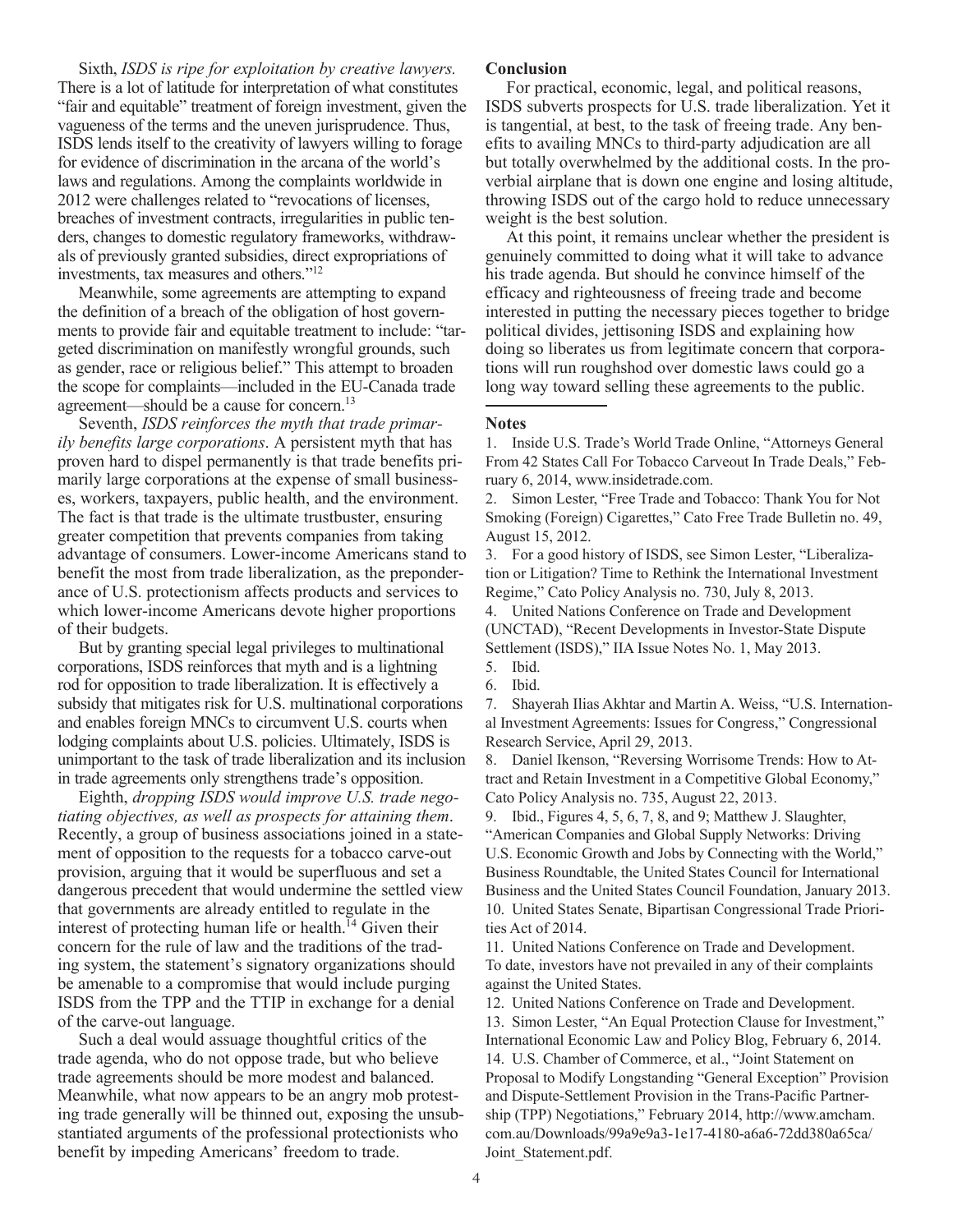Sixth, *ISDS is ripe for exploitation by creative lawyers.* There is a lot of latitude for interpretation of what constitutes "fair and equitable" treatment of foreign investment, given the vagueness of the terms and the uneven jurisprudence. Thus, ISDS lends itself to the creativity of lawyers willing to forage for evidence of discrimination in the arcana of the world's laws and regulations. Among the complaints worldwide in 2012 were challenges related to "revocations of licenses, breaches of investment contracts, irregularities in public tenders, changes to domestic regulatory frameworks, withdrawals of previously granted subsidies, direct expropriations of investments, tax measures and others."[12]

Meanwhile, some agreements are attempting to expand the definition of a breach of the obligation of host governments to provide fair and equitable treatment to include: "targeted discrimination on manifestly wrongful grounds, such as gender, race or religious belief." This attempt to broaden the scope for complaints—included in the EU-Canada trade agreement—should be a cause for concern.[13]

Seventh, *ISDS reinforces the myth that trade primarily benefits large corporations*. A persistent myth that has proven hard to dispel permanently is that trade benefits primarily large corporations at the expense of small businesses, workers, taxpayers, public health, and the environment. The fact is that trade is the ultimate trustbuster, ensuring greater competition that prevents companies from taking advantage of consumers. Lower-income Americans stand to benefit the most from trade liberalization, as the preponderance of U.S. protectionism affects products and services to which lower-income Americans devote higher proportions of their budgets.

But by granting special legal privileges to multinational corporations, ISDS reinforces that myth and is a lightning rod for opposition to trade liberalization. It is effectively a subsidy that mitigates risk for U.S. multinational corporations and enables foreign MNCs to circumvent U.S. courts when lodging complaints about U.S. policies. Ultimately, ISDS is unimportant to the task of trade liberalization and its inclusion in trade agreements only strengthens trade's opposition.

Eighth, *dropping ISDS would improve U.S. trade negotiating objectives, as well as prospects for attaining them*. Recently, a group of business associations joined in a statement of opposition to the requests for a tobacco carve-out provision, arguing that it would be superfluous and set a dangerous precedent that would undermine the settled view that governments are already entitled to regulate in the interest of protecting human life or health.[14] Given their concern for the rule of law and the traditions of the trading system, the statement's signatory organizations should be amenable to a compromise that would include purging ISDS from the TPP and the TTIP in exchange for a denial of the carve-out language.

Such a deal would assuage thoughtful critics of the trade agenda, who do not oppose trade, but who believe trade agreements should be more modest and balanced. Meanwhile, what now appears to be an angry mob protesting trade generally will be thinned out, exposing the unsubstantiated arguments of the professional protectionists who benefit by impeding Americans' freedom to trade.

## Conclusion

For practical, economic, legal, and political reasons, ISDS subverts prospects for U.S. trade liberalization. Yet it is tangential, at best, to the task of freeing trade. Any benefits to availing MNCs to third-party adjudication are all but totally overwhelmed by the additional costs. In the proverbial airplane that is down one engine and losing altitude, throwing ISDS out of the cargo hold to reduce unnecessary weight is the best solution.

At this point, it remains unclear whether the president is genuinely committed to doing what it will take to advance his trade agenda. But should he convince himself of the efficacy and righteousness of freeing trade and become interested in putting the necessary pieces together to bridge political divides, jettisoning ISDS and explaining how doing so liberates us from legitimate concern that corporations will run roughshod over domestic laws could go a long way toward selling these agreements to the public.

## Notes

1. Inside U.S. Trade's World Trade Online, "Attorneys General From 42 States Call For Tobacco Carveout In Trade Deals," February 6, 2014, www.insidetrade.com.
2. Simon Lester, "Free Trade and Tobacco: Thank You for Not Smoking (Foreign) Cigarettes," Cato Free Trade Bulletin no. 49, August 15, 2012.
3. For a good history of ISDS, see Simon Lester, "Liberalization or Litigation? Time to Rethink the International Investment Regime," Cato Policy Analysis no. 730, July 8, 2013.
4. United Nations Conference on Trade and Development (UNCTAD), "Recent Developments in Investor-State Dispute Settlement (ISDS)," IIA Issue Notes No. 1, May 2013.
5. Ibid.
6. Ibid.
7. Shayerah Ilias Akhtar and Martin A. Weiss, "U.S. International Investment Agreements: Issues for Congress," Congressional Research Service, April 29, 2013.
8. Daniel Ikenson, "Reversing Worrisome Trends: How to Attract and Retain Investment in a Competitive Global Economy," Cato Policy Analysis no. 735, August 22, 2013.
9. Ibid., Figures 4, 5, 6, 7, 8, and 9; Matthew J. Slaughter, "American Companies and Global Supply Networks: Driving U.S. Economic Growth and Jobs by Connecting with the World," Business Roundtable, the United States Council for International Business and the United States Council Foundation, January 2013.
10. United States Senate, Bipartisan Congressional Trade Priorities Act of 2014.
11. United Nations Conference on Trade and Development. To date, investors have not prevailed in any of their complaints against the United States.
12. United Nations Conference on Trade and Development.
13. Simon Lester, "An Equal Protection Clause for Investment," International Economic Law and Policy Blog, February 6, 2014.
14. U.S. Chamber of Commerce, et al., "Joint Statement on Proposal to Modify Longstanding "General Exception" Provision and Dispute-Settlement Provision in the Trans-Pacific Partnership (TPP) Negotiations," February 2014, http://www.amcham.com.au/Downloads/99a9e9a3-1e17-4180-a6a6-72dd380a65ca/Joint_Statement.pdf.